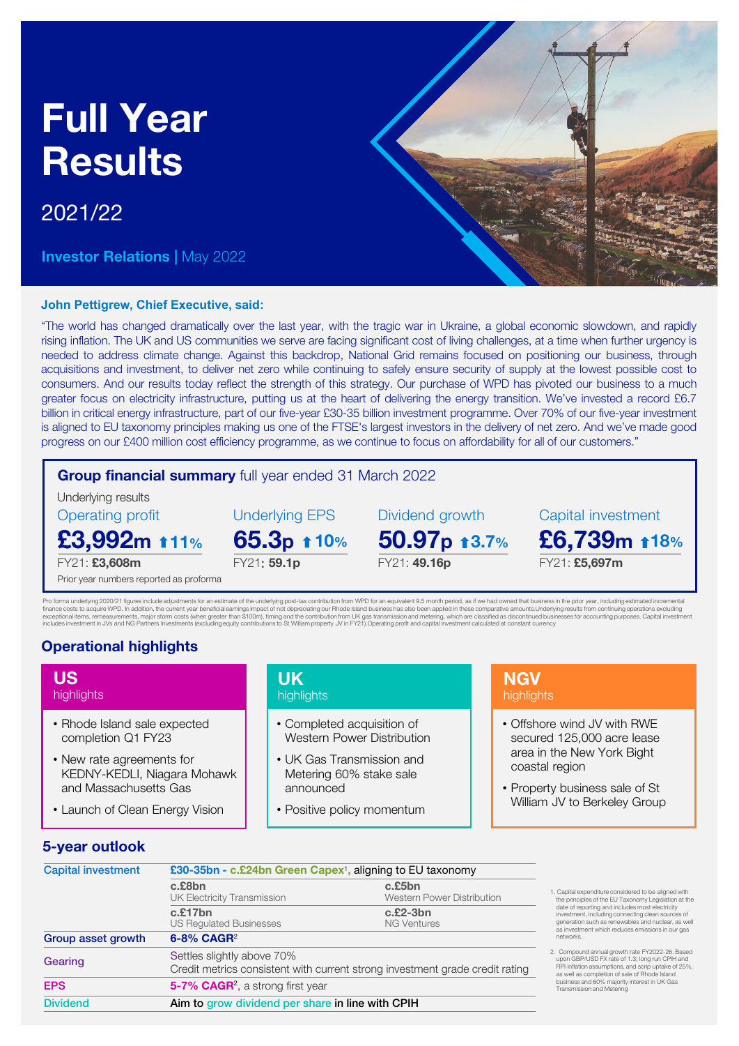# Full Year Results

2021/22

**Investor Relations** | May 2022

**John Pettigrew, Chief Executive, said:**

"The world has changed dramatically over the last year, with the tragic war in Ukraine, a global economic slowdown, and rapidly rising inflation. The UK and US communities we serve are facing significant cost of living challenges, at a time when further urgency is needed to address climate change. Against this backdrop, National Grid remains focused on positioning our business, through acquisitions and investment, to deliver net zero while continuing to safely ensure security of supply at the lowest possible cost to consumers. And our results today reflect the strength of this strategy. Our purchase of WPD has pivoted our business to a much greater focus on electricity infrastructure, putting us at the heart of delivering the energy transition. We've invested a record £6.7 billion in critical energy infrastructure, part of our five-year £30-35 billion investment programme. Over 70% of our five-year investment is aligned to EU taxonomy principles making us one of the FTSE's largest investors in the delivery of net zero. And we've made good progress on our £400 million cost efficiency programme, as we continue to focus on affordability for all of our customers."

## Group financial summary full year ended 31 March 2022

Underlying results

| Operating profit | Underlying EPS | Dividend growth | Capital investment |
|---|---|---|---|
| **£3,992m** ↑11% | **65.3p** ↑10% | **50.97p** ↑3.7% | **£6,739m** ↑18% |
| FY21: **£3,608m** | FY21: **59.1p** | FY21: **49.16p** | FY21: **£5,697m** |

Prior year numbers reported as proforma

Pro forma underlying 2020/21 figures include adjustments for an estimate of the underlying post-tax contribution from WPD for an equivalent 9.5 month period, as if we had owned that business in the prior year, including estimated incremental finance costs to acquire WPD. In addition, the current year beneficial earnings impact of not depreciating our Rhode Island business has also been applied in these comparative amounts.Underlying results from continuing operations excluding exceptional items, remeasurements, major storm costs (when greater than $100m), timing and the contribution from UK gas transmission and metering, which are classified as discontinued businesses for accounting purposes. Capital investment includes investment in JVs and NG Partners Investments (excluding equity contributions to St William property JV in FY21).Operating profit and capital investment calculated at constant currency

## Operational highlights

### US highlights

- Rhode Island sale expected completion Q1 FY23
- New rate agreements for KEDNY-KEDLI, Niagara Mohawk and Massachusetts Gas
- Launch of Clean Energy Vision

### UK highlights

- Completed acquisition of Western Power Distribution
- UK Gas Transmission and Metering 60% stake sale announced
- Positive policy momentum

### NGV highlights

- Offshore wind JV with RWE secured 125,000 acre lease area in the New York Bight coastal region
- Property business sale of St William JV to Berkeley Group

## 5-year outlook

| | | |
|---|---|---|
| Capital investment | **£30-35bn - c.£24bn Green Capex**[1], aligning to EU taxonomy | |
| | **c.£8bn** UK Electricity Transmission | **c.£5bn** Western Power Distribution |
| | **c.£17bn** US Regulated Businesses | **c.£2-3bn** NG Ventures |
| Group asset growth | **6-8% CAGR**[2] | |
| Gearing | Settles slightly above 70%<br>Credit metrics consistent with current strong investment grade credit rating | |
| EPS | **5-7% CAGR**[2], a strong first year | |
| Dividend | Aim to grow dividend per share in line with CPIH | |

1. Capital expenditure considered to be aligned with the principles of the EU Taxonomy Legislation at the date of reporting and includes most electricity investment, including connecting clean sources of generation such as renewables and nuclear, as well as investment which reduces emissions in our gas networks.

2. Compound annual growth rate FY2022-26. Based upon GBP/USD FX rate of 1.3; long run CPIH and RPI inflation assumptions, and scrip uptake of 25%, as well as completion of sale of Rhode Island business and 60% majority interest in UK Gas Transmission and Metering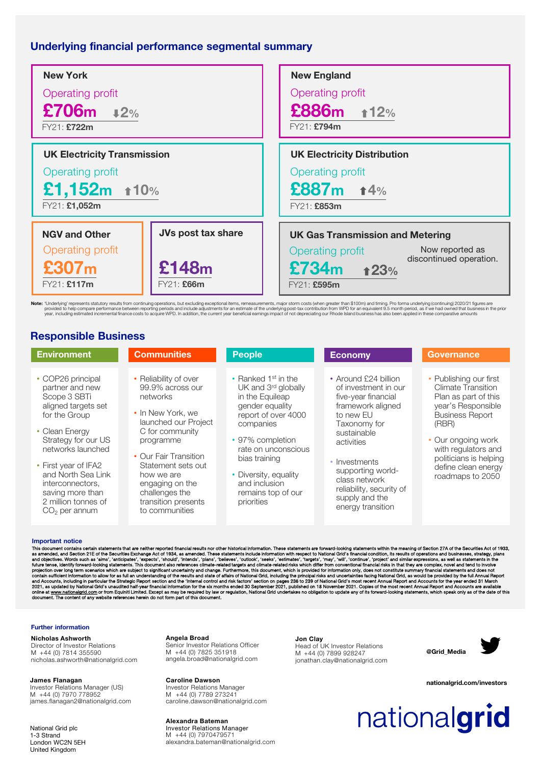## Underlying financial performance segmental summary

### New York
Operating profit
**£706m** ⬇2%
FY21: **£722m**

### New England
Operating profit
**£886m** ⬆12%
FY21: **£794m**

### UK Electricity Transmission
Operating profit
**£1,152m** ⬆10%
FY21: **£1,052m**

### UK Electricity Distribution
Operating profit
**£887m** ⬆4%
FY21: **£853m**

### NGV and Other
Operating profit
**£307m**
FY21: **£117m**

### JVs post tax share
**£148m**
FY21: **£66m**

### UK Gas Transmission and Metering
Operating profit
**£734m** ⬆23%
FY21: **£595m**

Now reported as discontinued operation.

**Note:** 'Underlying' represents statutory results from continuing operations, but excluding exceptional items, remeasurements, major storm costs (when greater than $100m) and timing. Pro forma underlying (continuing) 2020/21 figures are provided to help compare performance between reporting periods and include adjustments for an estimate of the underlying post-tax contribution from WPD for an equivalent 9.5 month period, as if we had owned that business in the prior year, including estimated incremental finance costs to acquire WPD. In addition, the current year beneficial earnings impact of not depreciating our Rhode Island business has also been applied in these comparative amounts

## Responsible Business

### Environment
- COP26 principal partner and new Scope 3 SBTi aligned targets set for the Group
- Clean Energy Strategy for our US networks launched
- First year of IFA2 and North Sea Link interconnectors, saving more than 2 million tonnes of $CO_2$ per annum

### Communities
- Reliability of over 99.9% across our networks
- In New York, we launched our Project C for community programme
- Our Fair Transition Statement sets out how we are engaging on the challenges the transition presents to communities

### People
- Ranked 1st in the UK and 3rd globally in the Equileap gender equality report of over 4000 companies
- 97% completion rate on unconscious bias training
- Diversity, equality and inclusion remains top of our priorities

### Economy
- Around £24 billion of investment in our five-year financial framework aligned to new EU Taxonomy for sustainable activities
- Investments supporting world-class network reliability, security of supply and the energy transition

### Governance
- Publishing our first Climate Transition Plan as part of this year's Responsible Business Report (RBR)
- Our ongoing work with regulators and politicians is helping define clean energy roadmaps to 2050

**Important notice**

This document contains certain statements that are neither reported financial results nor other historical information. These statements are forward-looking statements within the meaning of Section 27A of the Securities Act of 1933, as amended, and Section 21E of the Securities Exchange Act of 1934, as amended. These statements include information with respect to National Grid's financial condition, its results of operations and businesses, strategy, plans and objectives. Words such as 'aims', 'anticipates', 'expects', 'should', 'intends', 'plans', 'believes', 'outlook', 'seeks', 'estimates', 'targets', 'may', 'will', 'continue', 'project' and similar expressions, as well as statements in the future tense, identify forward-looking statements. This document also references climate-related targets and climate-related risks which differ from conventional financial risks in that they are complex, novel and tend to involve projection over long term scenarios which are subject to significant uncertainty and change. Furthermore, this document, which is provided for information only, does not constitute summary financial statements and does not contain sufficient information to allow for as full an understanding of the results and state of affairs of National Grid, including the principal risks and uncertainties facing National Grid, as would be provided by the full Annual Report and Accounts, including in particular the Strategic Report section and the 'Internal control and risk factors' section on pages 236 to 239 of National Grid's most recent Annual Report and Accounts for the year ended 31 March 2021, as updated by National Grid's unaudited half-year financial information for the six months ended 30 September 2021, published on 18 November 2021. Copies of the most recent Annual Report and Accounts are available online at www.nationalgrid.com or from Equiniti Limited. Except as may be required by law or regulation, National Grid undertakes no obligation to update any of its forward-looking statements, which speak only as of the date of this document. The content of any website references herein do not form part of this document.

**Further information**

**Nicholas Ashworth**
Director of Investor Relations
M +44 (0) 7814 355590
nicholas.ashworth@nationalgrid.com

**James Flanagan**
Investor Relations Manager (US)
M +44 (0) 7970 778952
james.flanagan2@nationalgrid.com

**Angela Broad**
Senior Investor Relations Officer
M +44 (0) 7825 351918
angela.broad@nationalgrid.com

**Caroline Dawson**
Investor Relations Manager
M +44 (0) 7789 273241
caroline.dawson@nationalgrid.com

**Alexandra Bateman**
Investor Relations Manager
M +44 (0) 7970479571
alexandra.bateman@nationalgrid.com

**Jon Clay**
Head of UK Investor Relations
M +44 (0) 7899 928247
jonathan.clay@nationalgrid.com

@Grid_Media

nationalgrid.com/investors

National Grid plc
1-3 Strand
London WC2N 5EH
United Kingdom

nationalgrid